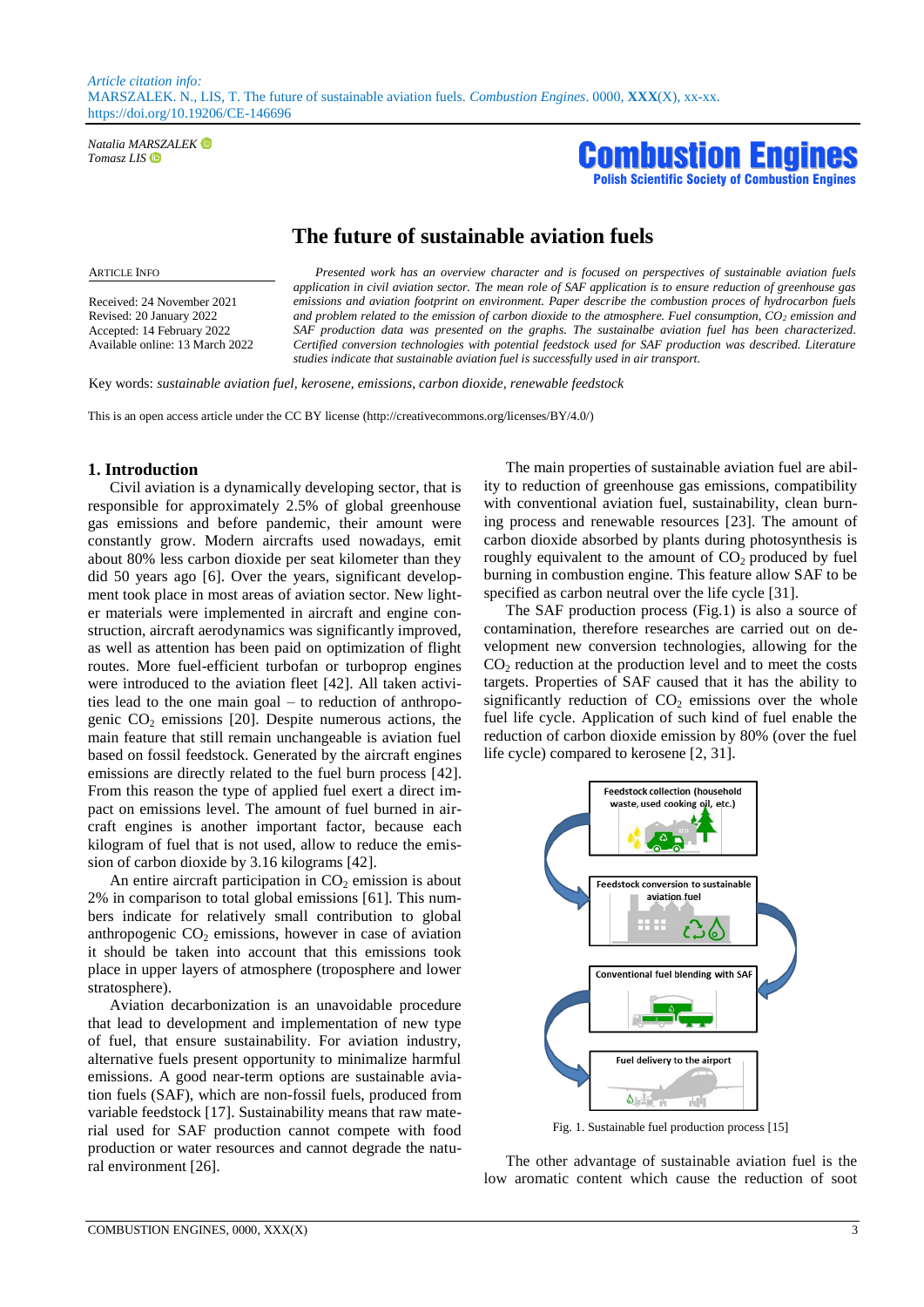*Article citation info:*
MARSZALEK. N., LIS, T. The future of sustainable aviation fuels. *Combustion Engines*. 0000, **XXX**(X), xx-xx. https://doi.org/10.19206/CE-146696

*Natalia MARSZALEK*
*Tomasz LIS*

**Combustion Engines**
**Polish Scientific Society of Combustion Engines**

# The future of sustainable aviation fuels

ARTICLE INFO

Received: 24 November 2021
Revised: 20 January 2022
Accepted: 14 February 2022
Available online: 13 March 2022

*Presented work has an overview character and is focused on perspectives of sustainable aviation fuels application in civil aviation sector. The mean role of SAF application is to ensure reduction of greenhouse gas emissions and aviation footprint on environment. Paper describe the combustion proces of hydrocarbon fuels and problem related to the emission of carbon dioxide to the atmosphere. Fuel consumption, $CO_2$ emission and SAF production data was presented on the graphs. The sustainalbe aviation fuel has been characterized. Certified conversion technologies with potential feedstock used for SAF production was described. Literature studies indicate that sustainable aviation fuel is successfully used in air transport.*

Key words: *sustainable aviation fuel, kerosene, emissions, carbon dioxide, renewable feedstock*

This is an open access article under the CC BY license (http://creativecommons.org/licenses/BY/4.0/)

## 1. Introduction

Civil aviation is a dynamically developing sector, that is responsible for approximately 2.5% of global greenhouse gas emissions and before pandemic, their amount were constantly grow. Modern aircrafts used nowadays, emit about 80% less carbon dioxide per seat kilometer than they did 50 years ago [6]. Over the years, significant development took place in most areas of aviation sector. New lighter materials were implemented in aircraft and engine construction, aircraft aerodynamics was significantly improved, as well as attention has been paid on optimization of flight routes. More fuel-efficient turbofan or turboprop engines were introduced to the aviation fleet [42]. All taken activities lead to the one main goal – to reduction of anthropogenic $CO_2$ emissions [20]. Despite numerous actions, the main feature that still remain unchangeable is aviation fuel based on fossil feedstock. Generated by the aircraft engines emissions are directly related to the fuel burn process [42]. From this reason the type of applied fuel exert a direct impact on emissions level. The amount of fuel burned in aircraft engines is another important factor, because each kilogram of fuel that is not used, allow to reduce the emission of carbon dioxide by 3.16 kilograms [42].

An entire aircraft participation in $CO_2$ emission is about 2% in comparison to total global emissions [61]. This numbers indicate for relatively small contribution to global anthropogenic $CO_2$ emissions, however in case of aviation it should be taken into account that this emissions took place in upper layers of atmosphere (troposphere and lower stratosphere).

Aviation decarbonization is an unavoidable procedure that lead to development and implementation of new type of fuel, that ensure sustainability. For aviation industry, alternative fuels present opportunity to minimalize harmful emissions. A good near-term options are sustainable aviation fuels (SAF), which are non-fossil fuels, produced from variable feedstock [17]. Sustainability means that raw material used for SAF production cannot compete with food production or water resources and cannot degrade the natural environment [26].

The main properties of sustainable aviation fuel are ability to reduction of greenhouse gas emissions, compatibility with conventional aviation fuel, sustainability, clean burning process and renewable resources [23]. The amount of carbon dioxide absorbed by plants during photosynthesis is roughly equivalent to the amount of $CO_2$ produced by fuel burning in combustion engine. This feature allow SAF to be specified as carbon neutral over the life cycle [31].

The SAF production process (Fig.1) is also a source of contamination, therefore researches are carried out on development new conversion technologies, allowing for the $CO_2$ reduction at the production level and to meet the costs targets. Properties of SAF caused that it has the ability to significantly reduction of $CO_2$ emissions over the whole fuel life cycle. Application of such kind of fuel enable the reduction of carbon dioxide emission by 80% (over the fuel life cycle) compared to kerosene [2, 31].

Feedstock collection (household waste, used cooking oil, etc.)

Feedstock conversion to sustainable aviation fuel

Conventional fuel blending with SAF

Fuel delivery to the airport

Fig. 1. Sustainable fuel production process [15]

The other advantage of sustainable aviation fuel is the low aromatic content which cause the reduction of soot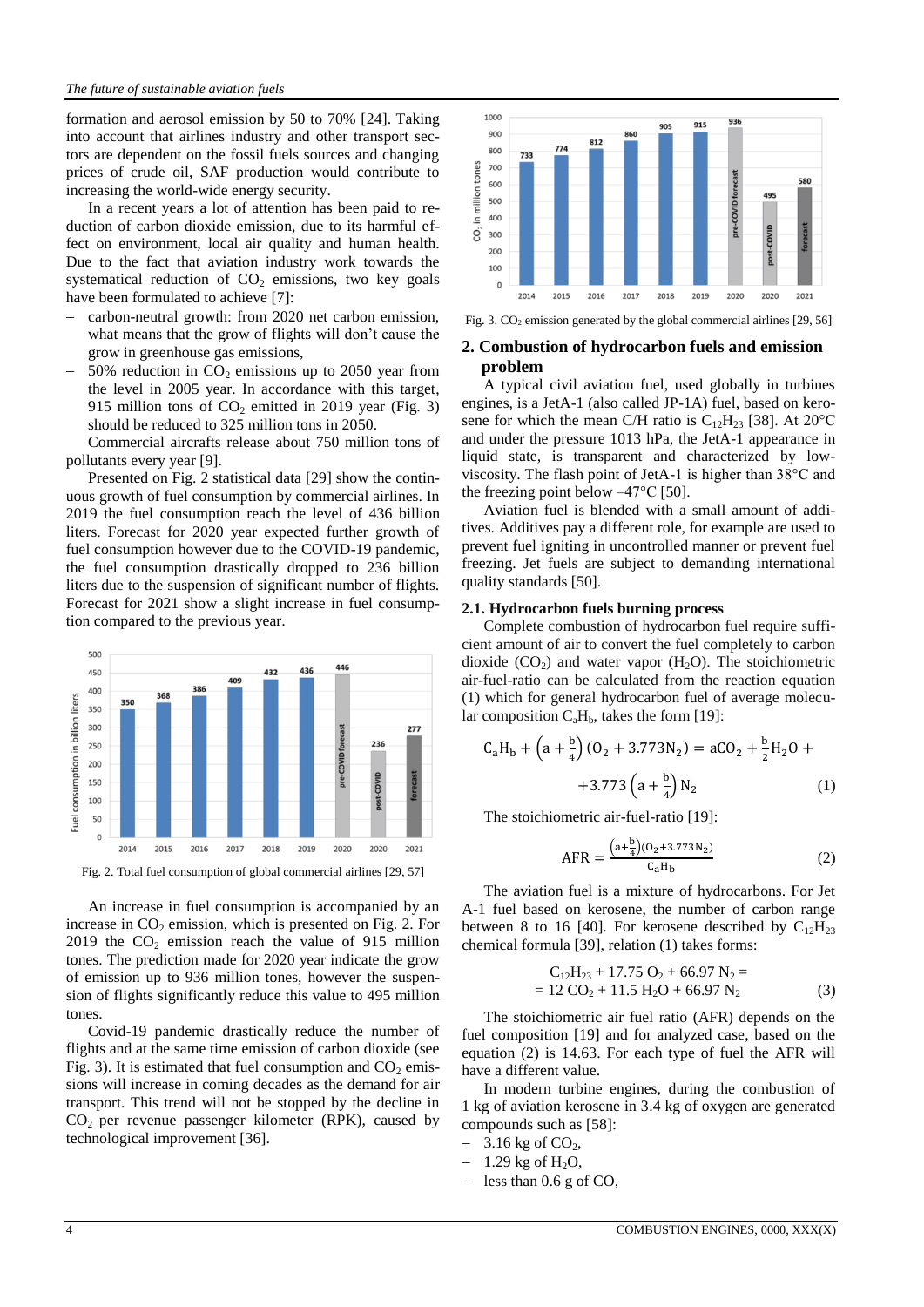formation and aerosol emission by 50 to 70% [24]. Taking into account that airlines industry and other transport sectors are dependent on the fossil fuels sources and changing prices of crude oil, SAF production would contribute to increasing the world-wide energy security.

In a recent years a lot of attention has been paid to reduction of carbon dioxide emission, due to its harmful effect on environment, local air quality and human health. Due to the fact that aviation industry work towards the systematical reduction of $CO_2$ emissions, two key goals have been formulated to achieve [7]:

- carbon-neutral growth: from 2020 net carbon emission, what means that the grow of flights will don't cause the grow in greenhouse gas emissions,
- 50% reduction in $CO_2$ emissions up to 2050 year from the level in 2005 year. In accordance with this target, 915 million tons of $CO_2$ emitted in 2019 year (Fig. 3) should be reduced to 325 million tons in 2050.

Commercial aircrafts release about 750 million tons of pollutants every year [9].

Presented on Fig. 2 statistical data [29] show the continuous growth of fuel consumption by commercial airlines. In 2019 the fuel consumption reach the level of 436 billion liters. Forecast for 2020 year expected further growth of fuel consumption however due to the COVID-19 pandemic, the fuel consumption drastically dropped to 236 billion liters due to the suspension of significant number of flights. Forecast for 2021 show a slight increase in fuel consumption compared to the previous year.

Fig. 2. Total fuel consumption of global commercial airlines [29, 57]

An increase in fuel consumption is accompanied by an increase in $CO_2$ emission, which is presented on Fig. 2. For 2019 the $CO_2$ emission reach the value of 915 million tones. The prediction made for 2020 year indicate the grow of emission up to 936 million tones, however the suspension of flights significantly reduce this value to 495 million tones.

Covid-19 pandemic drastically reduce the number of flights and at the same time emission of carbon dioxide (see Fig. 3). It is estimated that fuel consumption and $CO_2$ emissions will increase in coming decades as the demand for air transport. This trend will not be stopped by the decline in $CO_2$ per revenue passenger kilometer (RPK), caused by technological improvement [36].

Fig. 3. $CO_2$ emission generated by the global commercial airlines [29, 56]

## 2. Combustion of hydrocarbon fuels and emission problem

A typical civil aviation fuel, used globally in turbines engines, is a JetA-1 (also called JP-1A) fuel, based on kerosene for which the mean C/H ratio is $C_{12}H_{23}$ [38]. At 20°C and under the pressure 1013 hPa, the JetA-1 appearance in liquid state, is transparent and characterized by low-viscosity. The flash point of JetA-1 is higher than 38°C and the freezing point below –47°C [50].

Aviation fuel is blended with a small amount of additives. Additives pay a different role, for example are used to prevent fuel igniting in uncontrolled manner or prevent fuel freezing. Jet fuels are subject to demanding international quality standards [50].

### 2.1. Hydrocarbon fuels burning process

Complete combustion of hydrocarbon fuel require sufficient amount of air to convert the fuel completely to carbon dioxide ($CO_2$) and water vapor ($H_2O$). The stoichiometric air-fuel-ratio can be calculated from the reaction equation (1) which for general hydrocarbon fuel of average molecular composition $C_aH_b$, takes the form [19]:

$$C_aH_b + \left(a + \frac{b}{4}\right)(O_2 + 3.773N_2) = aCO_2 + \frac{b}{2}H_2O + \\ + 3.773\left(a + \frac{b}{4}\right)N_2 \tag{1}$$

The stoichiometric air-fuel-ratio [19]:

$$AFR = \frac{\left(a+\frac{b}{4}\right)(O_2+3.773N_2)}{C_aH_b} \tag{2}$$

The aviation fuel is a mixture of hydrocarbons. For Jet A-1 fuel based on kerosene, the number of carbon range between 8 to 16 [40]. For kerosene described by $C_{12}H_{23}$ chemical formula [39], relation (1) takes forms:

$$C_{12}H_{23} + 17.75\ O_2 + 66.97\ N_2 = \\ = 12\ CO_2 + 11.5\ H_2O + 66.97\ N_2 \tag{3}$$

The stoichiometric air fuel ratio (AFR) depends on the fuel composition [19] and for analyzed case, based on the equation (2) is 14.63. For each type of fuel the AFR will have a different value.

In modern turbine engines, during the combustion of 1 kg of aviation kerosene in 3.4 kg of oxygen are generated compounds such as [58]:

- 3.16 kg of $CO_2$,
- 1.29 kg of $H_2O$,
- less than 0.6 g of CO,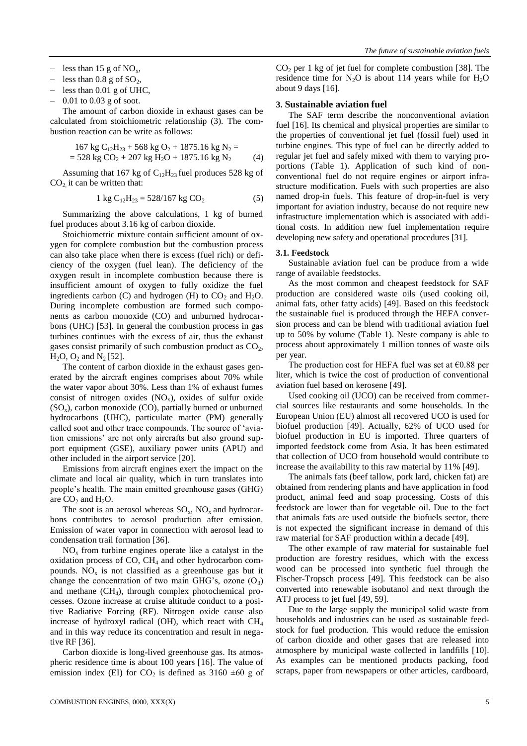- less than 15 g of $NO_x$,
- less than 0.8 g of $SO_2$,
- less than 0.01 g of UHC,
- 0.01 to 0.03 g of soot.

The amount of carbon dioxide in exhaust gases can be calculated from stoichiometric relationship (3). The combustion reaction can be write as follows:

$$167 \text{ kg } C_{12}H_{23} + 568 \text{ kg } O_2 + 1875.16 \text{ kg } N_2 = \\ = 528 \text{ kg } CO_2 + 207 \text{ kg } H_2O + 1875.16 \text{ kg } N_2 \quad (4)$$

Assuming that 167 kg of $C_{12}H_{23}$ fuel produces 528 kg of $CO_2$ it can be written that:

$$1 \text{ kg } C_{12}H_{23} = 528/167 \text{ kg } CO_2 \quad (5)$$

Summarizing the above calculations, 1 kg of burned fuel produces about 3.16 kg of carbon dioxide.

Stoichiometric mixture contain sufficient amount of oxygen for complete combustion but the combustion process can also take place when there is excess (fuel rich) or deficiency of the oxygen (fuel lean). The deficiency of the oxygen result in incomplete combustion because there is insufficient amount of oxygen to fully oxidize the fuel ingredients carbon (C) and hydrogen (H) to $CO_2$ and $H_2O$. During incomplete combustion are formed such components as carbon monoxide (CO) and unburned hydrocarbons (UHC) [53]. In general the combustion process in gas turbines continues with the excess of air, thus the exhaust gases consist primarily of such combustion product as $CO_2$, $H_2O$, $O_2$ and $N_2$ [52].

The content of carbon dioxide in the exhaust gases generated by the aircraft engines comprises about 70% while the water vapor about 30%. Less than 1% of exhaust fumes consist of nitrogen oxides ($NO_x$), oxides of sulfur oxide ($SO_x$), carbon monoxide (CO), partially burned or unburned hydrocarbons (UHC), particulate matter (PM) generally called soot and other trace compounds. The source of 'aviation emissions' are not only aircrafts but also ground support equipment (GSE), auxiliary power units (APU) and other included in the airport service [20].

Emissions from aircraft engines exert the impact on the climate and local air quality, which in turn translates into people's health. The main emitted greenhouse gases (GHG) are $CO_2$ and $H_2O$.

The soot is an aerosol whereas $SO_x$, $NO_x$ and hydrocarbons contributes to aerosol production after emission. Emission of water vapor in connection with aerosol lead to condensation trail formation [36].

$NO_x$ from turbine engines operate like a catalyst in the oxidation process of CO, $CH_4$ and other hydrocarbon compounds. $NO_x$ is not classified as a greenhouse gas but it change the concentration of two main GHG's, ozone ($O_3$) and methane ($CH_4$), through complex photochemical processes. Ozone increase at cruise altitude conduct to a positive Radiative Forcing (RF). Nitrogen oxide cause also increase of hydroxyl radical (OH), which react with $CH_4$ and in this way reduce its concentration and result in negative RF [36].

Carbon dioxide is long-lived greenhouse gas. Its atmospheric residence time is about 100 years [16]. The value of emission index (EI) for $CO_2$ is defined as 3160 ±60 g of $CO_2$ per 1 kg of jet fuel for complete combustion [38]. The residence time for $N_2O$ is about 114 years while for $H_2O$ about 9 days [16].

## 3. Sustainable aviation fuel

The SAF term describe the nonconventional aviation fuel [16]. Its chemical and physical properties are similar to the properties of conventional jet fuel (fossil fuel) used in turbine engines. This type of fuel can be directly added to regular jet fuel and safely mixed with them to varying proportions (Table 1). Application of such kind of nonconventional fuel do not require engines or airport infrastructure modification. Fuels with such properties are also named drop-in fuels. This feature of drop-in-fuel is very important for aviation industry, because do not require new infrastructure implementation which is associated with additional costs. In addition new fuel implementation require developing new safety and operational procedures [31].

### 3.1. Feedstock

Sustainable aviation fuel can be produce from a wide range of available feedstocks.

As the most common and cheapest feedstock for SAF production are considered waste oils (used cooking oil, animal fats, other fatty acids) [49]. Based on this feedstock the sustainable fuel is produced through the HEFA conversion process and can be blend with traditional aviation fuel up to 50% by volume (Table 1). Neste company is able to process about approximately 1 million tonnes of waste oils per year.

The production cost for HEFA fuel was set at €0.88 per liter, which is twice the cost of production of conventional aviation fuel based on kerosene [49].

Used cooking oil (UCO) can be received from commercial sources like restaurants and some households. In the European Union (EU) almost all recovered UCO is used for biofuel production [49]. Actually, 62% of UCO used for biofuel production in EU is imported. Three quarters of imported feedstock come from Asia. It has been estimated that collection of UCO from household would contribute to increase the availability to this raw material by 11% [49].

The animals fats (beef tallow, pork lard, chicken fat) are obtained from rendering plants and have application in food product, animal feed and soap processing. Costs of this feedstock are lower than for vegetable oil. Due to the fact that animals fats are used outside the biofuels sector, there is not expected the significant increase in demand of this raw material for SAF production within a decade [49].

The other example of raw material for sustainable fuel production are forestry residues, which with the excess wood can be processed into synthetic fuel through the Fischer-Tropsch process [49]. This feedstock can be also converted into renewable isobutanol and next through the ATJ process to jet fuel [49, 59].

Due to the large supply the municipal solid waste from households and industries can be used as sustainable feedstock for fuel production. This would reduce the emission of carbon dioxide and other gases that are released into atmosphere by municipal waste collected in landfills [10]. As examples can be mentioned products packing, food scraps, paper from newspapers or other articles, cardboard,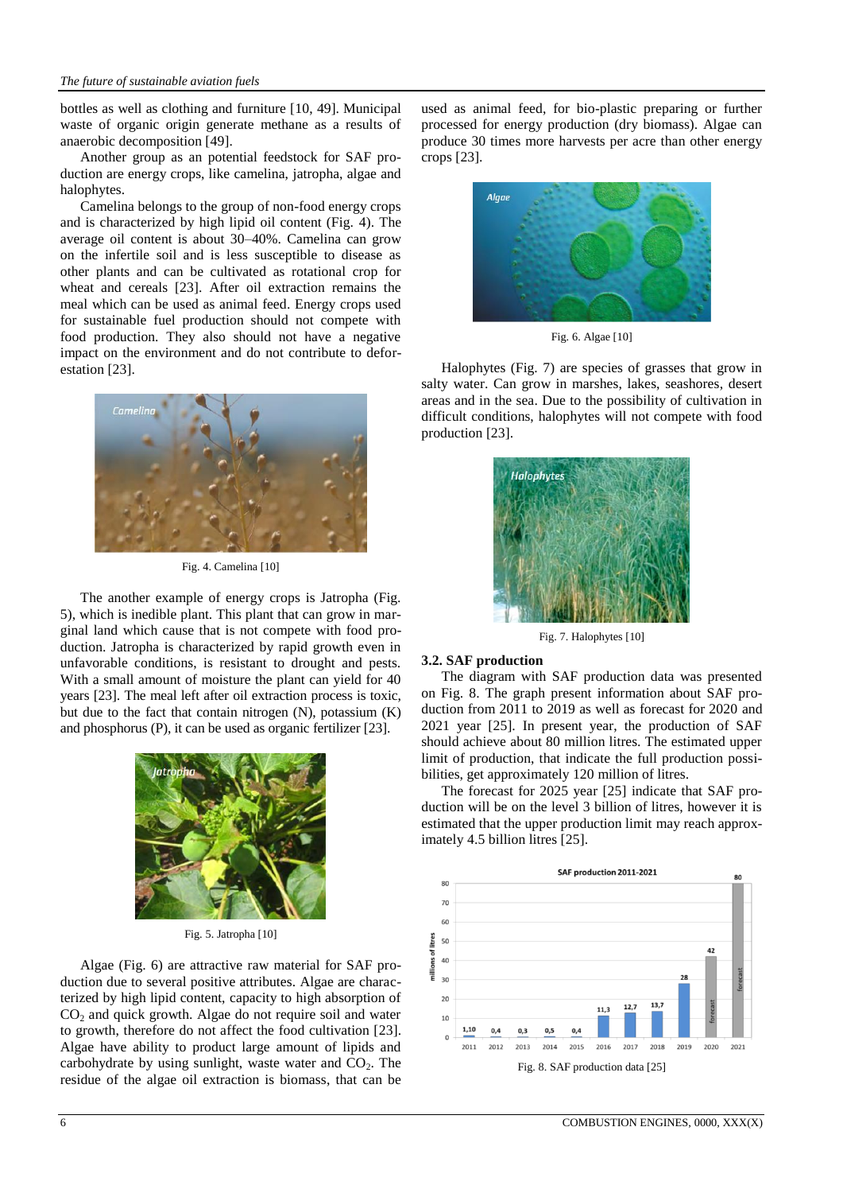bottles as well as clothing and furniture [10, 49]. Municipal waste of organic origin generate methane as a results of anaerobic decomposition [49].

Another group as an potential feedstock for SAF production are energy crops, like camelina, jatropha, algae and halophytes.

Camelina belongs to the group of non-food energy crops and is characterized by high lipid oil content (Fig. 4). The average oil content is about 30–40%. Camelina can grow on the infertile soil and is less susceptible to disease as other plants and can be cultivated as rotational crop for wheat and cereals [23]. After oil extraction remains the meal which can be used as animal feed. Energy crops used for sustainable fuel production should not compete with food production. They also should not have a negative impact on the environment and do not contribute to deforestation [23].

Fig. 4. Camelina [10]

The another example of energy crops is Jatropha (Fig. 5), which is inedible plant. This plant that can grow in marginal land which cause that is not compete with food production. Jatropha is characterized by rapid growth even in unfavorable conditions, is resistant to drought and pests. With a small amount of moisture the plant can yield for 40 years [23]. The meal left after oil extraction process is toxic, but due to the fact that contain nitrogen (N), potassium (K) and phosphorus (P), it can be used as organic fertilizer [23].

Fig. 5. Jatropha [10]

Algae (Fig. 6) are attractive raw material for SAF production due to several positive attributes. Algae are characterized by high lipid content, capacity to high absorption of $CO_2$ and quick growth. Algae do not require soil and water to growth, therefore do not affect the food cultivation [23]. Algae have ability to product large amount of lipids and carbohydrate by using sunlight, waste water and $CO_2$. The residue of the algae oil extraction is biomass, that can be used as animal feed, for bio-plastic preparing or further processed for energy production (dry biomass). Algae can produce 30 times more harvests per acre than other energy crops [23].

Fig. 6. Algae [10]

Halophytes (Fig. 7) are species of grasses that grow in salty water. Can grow in marshes, lakes, seashores, desert areas and in the sea. Due to the possibility of cultivation in difficult conditions, halophytes will not compete with food production [23].

Fig. 7. Halophytes [10]

### 3.2. SAF production

The diagram with SAF production data was presented on Fig. 8. The graph present information about SAF production from 2011 to 2019 as well as forecast for 2020 and 2021 year [25]. In present year, the production of SAF should achieve about 80 million litres. The estimated upper limit of production, that indicate the full production possibilities, get approximately 120 million of litres.

The forecast for 2025 year [25] indicate that SAF production will be on the level 3 billion of litres, however it is estimated that the upper production limit may reach approximately 4.5 billion litres [25].

Fig. 8. SAF production data [25]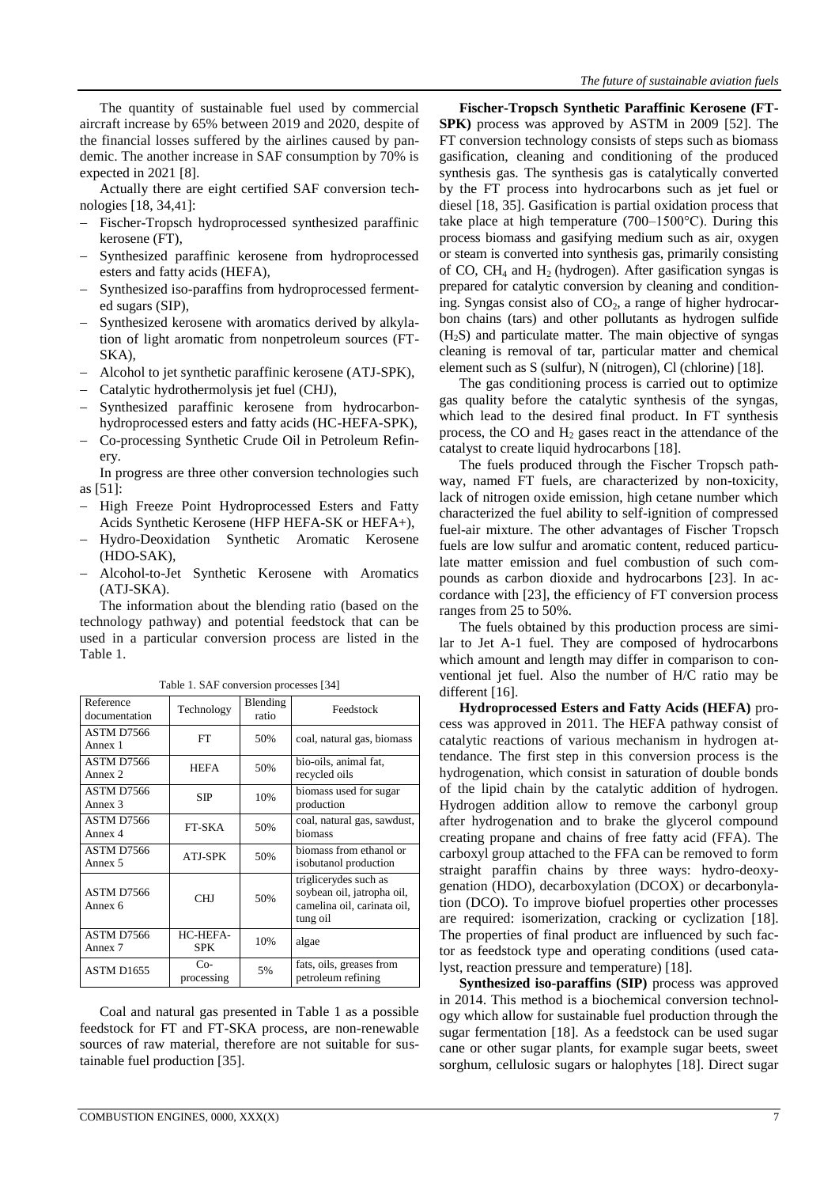The quantity of sustainable fuel used by commercial aircraft increase by 65% between 2019 and 2020, despite of the financial losses suffered by the airlines caused by pandemic. The another increase in SAF consumption by 70% is expected in 2021 [8].

Actually there are eight certified SAF conversion technologies [18, 34,41]:

- Fischer-Tropsch hydroprocessed synthesized paraffinic kerosene (FT),
- Synthesized paraffinic kerosene from hydroprocessed esters and fatty acids (HEFA),
- Synthesized iso-paraffins from hydroprocessed fermented sugars (SIP),
- Synthesized kerosene with aromatics derived by alkylation of light aromatic from nonpetroleum sources (FT-SKA),
- Alcohol to jet synthetic paraffinic kerosene (ATJ-SPK),
- Catalytic hydrothermolysis jet fuel (CHJ),
- Synthesized paraffinic kerosene from hydrocarbon-hydroprocessed esters and fatty acids (HC-HEFA-SPK),
- Co-processing Synthetic Crude Oil in Petroleum Refinery.

In progress are three other conversion technologies such as [51]:

- High Freeze Point Hydroprocessed Esters and Fatty Acids Synthetic Kerosene (HFP HEFA-SK or HEFA+),
- Hydro-Deoxidation Synthetic Aromatic Kerosene (HDO-SAK),
- Alcohol-to-Jet Synthetic Kerosene with Aromatics (ATJ-SKA).

The information about the blending ratio (based on the technology pathway) and potential feedstock that can be used in a particular conversion process are listed in the Table 1.

Table 1. SAF conversion processes [34]

| Reference documentation | Technology | Blending ratio | Feedstock |
|---|---|---|---|
| ASTM D7566 Annex 1 | FT | 50% | coal, natural gas, biomass |
| ASTM D7566 Annex 2 | HEFA | 50% | bio-oils, animal fat, recycled oils |
| ASTM D7566 Annex 3 | SIP | 10% | biomass used for sugar production |
| ASTM D7566 Annex 4 | FT-SKA | 50% | coal, natural gas, sawdust, biomass |
| ASTM D7566 Annex 5 | ATJ-SPK | 50% | biomass from ethanol or isobutanol production |
| ASTM D7566 Annex 6 | CHJ | 50% | triglicerydes such as soybean oil, jatropha oil, camelina oil, carinata oil, tung oil |
| ASTM D7566 Annex 7 | HC-HEFA-SPK | 10% | algae |
| ASTM D1655 | Co-processing | 5% | fats, oils, greases from petroleum refining |

Coal and natural gas presented in Table 1 as a possible feedstock for FT and FT-SKA process, are non-renewable sources of raw material, therefore are not suitable for sustainable fuel production [35].

**Fischer-Tropsch Synthetic Paraffinic Kerosene (FT-SPK)** process was approved by ASTM in 2009 [52]. The FT conversion technology consists of steps such as biomass gasification, cleaning and conditioning of the produced synthesis gas. The synthesis gas is catalytically converted by the FT process into hydrocarbons such as jet fuel or diesel [18, 35]. Gasification is partial oxidation process that take place at high temperature (700–1500°C). During this process biomass and gasifying medium such as air, oxygen or steam is converted into synthesis gas, primarily consisting of CO, $CH_4$ and $H_2$ (hydrogen). After gasification syngas is prepared for catalytic conversion by cleaning and conditioning. Syngas consist also of $CO_2$, a range of higher hydrocarbon chains (tars) and other pollutants as hydrogen sulfide ($H_2S$) and particulate matter. The main objective of syngas cleaning is removal of tar, particular matter and chemical element such as S (sulfur), N (nitrogen), Cl (chlorine) [18].

The gas conditioning process is carried out to optimize gas quality before the catalytic synthesis of the syngas, which lead to the desired final product. In FT synthesis process, the CO and $H_2$ gases react in the attendance of the catalyst to create liquid hydrocarbons [18].

The fuels produced through the Fischer Tropsch pathway, named FT fuels, are characterized by non-toxicity, lack of nitrogen oxide emission, high cetane number which characterized the fuel ability to self-ignition of compressed fuel-air mixture. The other advantages of Fischer Tropsch fuels are low sulfur and aromatic content, reduced particulate matter emission and fuel combustion of such compounds as carbon dioxide and hydrocarbons [23]. In accordance with [23], the efficiency of FT conversion process ranges from 25 to 50%.

The fuels obtained by this production process are similar to Jet A-1 fuel. They are composed of hydrocarbons which amount and length may differ in comparison to conventional jet fuel. Also the number of H/C ratio may be different [16].

**Hydroprocessed Esters and Fatty Acids (HEFA)** process was approved in 2011. The HEFA pathway consist of catalytic reactions of various mechanism in hydrogen attendance. The first step in this conversion process is the hydrogenation, which consist in saturation of double bonds of the lipid chain by the catalytic addition of hydrogen. Hydrogen addition allow to remove the carbonyl group after hydrogenation and to brake the glycerol compound creating propane and chains of free fatty acid (FFA). The carboxyl group attached to the FFA can be removed to form straight paraffin chains by three ways: hydro-deoxygenation (HDO), decarboxylation (DCOX) or decarbonylation (DCO). To improve biofuel properties other processes are required: isomerization, cracking or cyclization [18]. The properties of final product are influenced by such factor as feedstock type and operating conditions (used catalyst, reaction pressure and temperature) [18].

**Synthesized iso-paraffins (SIP)** process was approved in 2014. This method is a biochemical conversion technology which allow for sustainable fuel production through the sugar fermentation [18]. As a feedstock can be used sugar cane or other sugar plants, for example sugar beets, sweet sorghum, cellulosic sugars or halophytes [18]. Direct sugar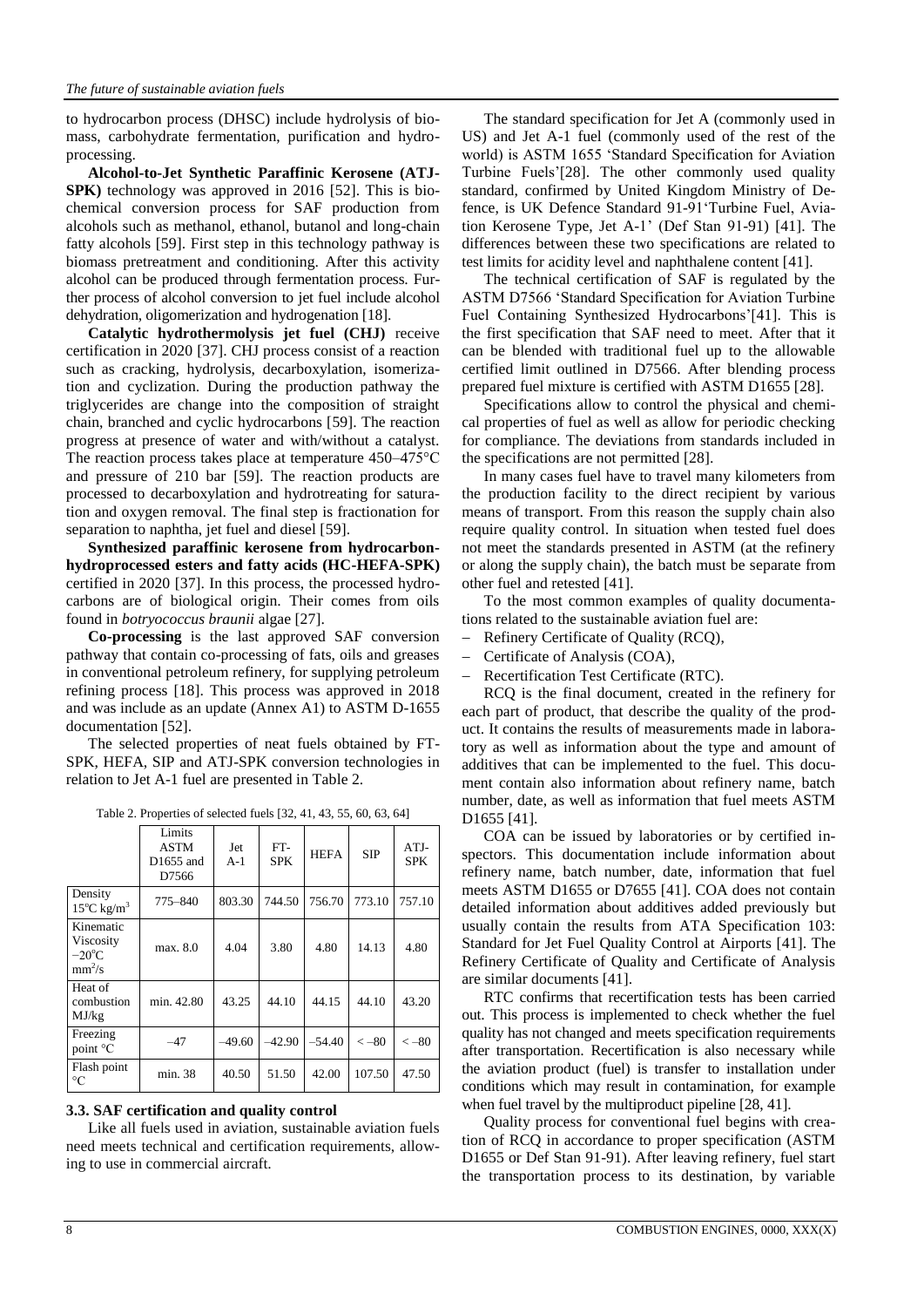to hydrocarbon process (DHSC) include hydrolysis of biomass, carbohydrate fermentation, purification and hydroprocessing.

**Alcohol-to-Jet Synthetic Paraffinic Kerosene (ATJ-SPK)** technology was approved in 2016 [52]. This is biochemical conversion process for SAF production from alcohols such as methanol, ethanol, butanol and long-chain fatty alcohols [59]. First step in this technology pathway is biomass pretreatment and conditioning. After this activity alcohol can be produced through fermentation process. Further process of alcohol conversion to jet fuel include alcohol dehydration, oligomerization and hydrogenation [18].

**Catalytic hydrothermolysis jet fuel (CHJ)** receive certification in 2020 [37]. CHJ process consist of a reaction such as cracking, hydrolysis, decarboxylation, isomerization and cyclization. During the production pathway the triglycerides are change into the composition of straight chain, branched and cyclic hydrocarbons [59]. The reaction progress at presence of water and with/without a catalyst. The reaction process takes place at temperature 450–475°C and pressure of 210 bar [59]. The reaction products are processed to decarboxylation and hydrotreating for saturation and oxygen removal. The final step is fractionation for separation to naphtha, jet fuel and diesel [59].

**Synthesized paraffinic kerosene from hydrocarbon-hydroprocessed esters and fatty acids (HC-HEFA-SPK)** certified in 2020 [37]. In this process, the processed hydrocarbons are of biological origin. Their comes from oils found in *botryococcus braunii* algae [27].

**Co-processing** is the last approved SAF conversion pathway that contain co-processing of fats, oils and greases in conventional petroleum refinery, for supplying petroleum refining process [18]. This process was approved in 2018 and was include as an update (Annex A1) to ASTM D-1655 documentation [52].

The selected properties of neat fuels obtained by FT-SPK, HEFA, SIP and ATJ-SPK conversion technologies in relation to Jet A-1 fuel are presented in Table 2.

Table 2. Properties of selected fuels [32, 41, 43, 55, 60, 63, 64]

| | Limits ASTM D1655 and D7566 | Jet A-1 | FT-SPK | HEFA | SIP | ATJ-SPK |
|---|---|---|---|---|---|---|
| Density 15°C kg/m$^3$ | 775–840 | 803.30 | 744.50 | 756.70 | 773.10 | 757.10 |
| Kinematic Viscosity –20°C mm$^2$/s | max. 8.0 | 4.04 | 3.80 | 4.80 | 14.13 | 4.80 |
| Heat of combustion MJ/kg | min. 42.80 | 43.25 | 44.10 | 44.15 | 44.10 | 43.20 |
| Freezing point °C | –47 | –49.60 | –42.90 | –54.40 | < –80 | < –80 |
| Flash point °C | min. 38 | 40.50 | 51.50 | 42.00 | 107.50 | 47.50 |

### 3.3. SAF certification and quality control

Like all fuels used in aviation, sustainable aviation fuels need meets technical and certification requirements, allowing to use in commercial aircraft.

The standard specification for Jet A (commonly used in US) and Jet A-1 fuel (commonly used of the rest of the world) is ASTM 1655 'Standard Specification for Aviation Turbine Fuels'[28]. The other commonly used quality standard, confirmed by United Kingdom Ministry of Defence, is UK Defence Standard 91-91'Turbine Fuel, Aviation Kerosene Type, Jet A-1' (Def Stan 91-91) [41]. The differences between these two specifications are related to test limits for acidity level and naphthalene content [41].

The technical certification of SAF is regulated by the ASTM D7566 'Standard Specification for Aviation Turbine Fuel Containing Synthesized Hydrocarbons'[41]. This is the first specification that SAF need to meet. After that it can be blended with traditional fuel up to the allowable certified limit outlined in D7566. After blending process prepared fuel mixture is certified with ASTM D1655 [28].

Specifications allow to control the physical and chemical properties of fuel as well as allow for periodic checking for compliance. The deviations from standards included in the specifications are not permitted [28].

In many cases fuel have to travel many kilometers from the production facility to the direct recipient by various means of transport. From this reason the supply chain also require quality control. In situation when tested fuel does not meet the standards presented in ASTM (at the refinery or along the supply chain), the batch must be separate from other fuel and retested [41].

To the most common examples of quality documentations related to the sustainable aviation fuel are:

- Refinery Certificate of Quality (RCQ),
- Certificate of Analysis (COA),
- Recertification Test Certificate (RTC).

RCQ is the final document, created in the refinery for each part of product, that describe the quality of the product. It contains the results of measurements made in laboratory as well as information about the type and amount of additives that can be implemented to the fuel. This document contain also information about refinery name, batch number, date, as well as information that fuel meets ASTM D1655 [41].

COA can be issued by laboratories or by certified inspectors. This documentation include information about refinery name, batch number, date, information that fuel meets ASTM D1655 or D7655 [41]. COA does not contain detailed information about additives added previously but usually contain the results from ATA Specification 103: Standard for Jet Fuel Quality Control at Airports [41]. The Refinery Certificate of Quality and Certificate of Analysis are similar documents [41].

RTC confirms that recertification tests has been carried out. This process is implemented to check whether the fuel quality has not changed and meets specification requirements after transportation. Recertification is also necessary while the aviation product (fuel) is transfer to installation under conditions which may result in contamination, for example when fuel travel by the multiproduct pipeline [28, 41].

Quality process for conventional fuel begins with creation of RCQ in accordance to proper specification (ASTM D1655 or Def Stan 91-91). After leaving refinery, fuel start the transportation process to its destination, by variable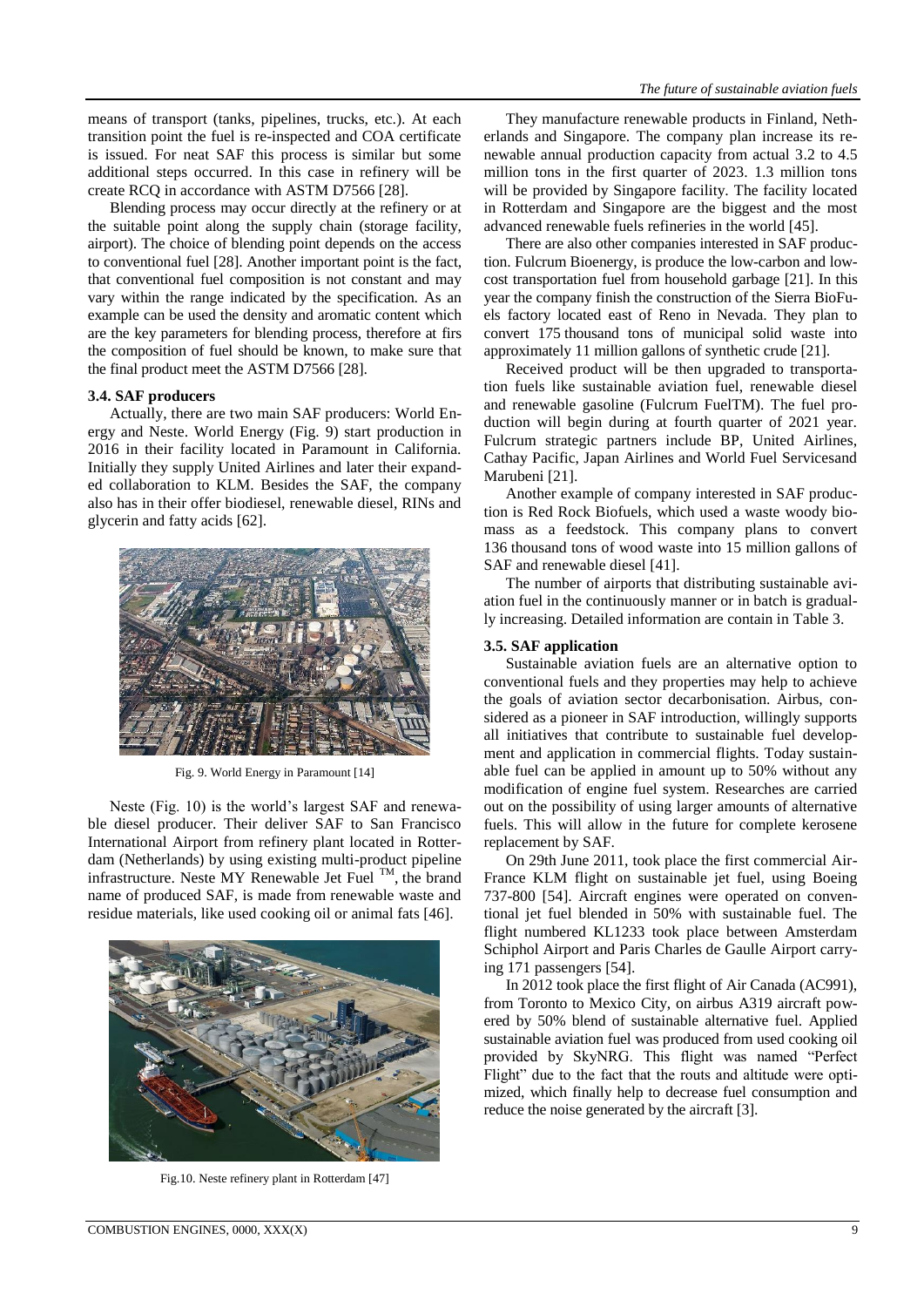means of transport (tanks, pipelines, trucks, etc.). At each transition point the fuel is re-inspected and COA certificate is issued. For neat SAF this process is similar but some additional steps occurred. In this case in refinery will be create RCQ in accordance with ASTM D7566 [28].

Blending process may occur directly at the refinery or at the suitable point along the supply chain (storage facility, airport). The choice of blending point depends on the access to conventional fuel [28]. Another important point is the fact, that conventional fuel composition is not constant and may vary within the range indicated by the specification. As an example can be used the density and aromatic content which are the key parameters for blending process, therefore at firs the composition of fuel should be known, to make sure that the final product meet the ASTM D7566 [28].

### 3.4. SAF producers

Actually, there are two main SAF producers: World Energy and Neste. World Energy (Fig. 9) start production in 2016 in their facility located in Paramount in California. Initially they supply United Airlines and later their expanded collaboration to KLM. Besides the SAF, the company also has in their offer biodiesel, renewable diesel, RINs and glycerin and fatty acids [62].

Fig. 9. World Energy in Paramount [14]

Neste (Fig. 10) is the world's largest SAF and renewable diesel producer. Their deliver SAF to San Francisco International Airport from refinery plant located in Rotterdam (Netherlands) by using existing multi-product pipeline infrastructure. Neste MY Renewable Jet Fuel ™, the brand name of produced SAF, is made from renewable waste and residue materials, like used cooking oil or animal fats [46].

Fig.10. Neste refinery plant in Rotterdam [47]

They manufacture renewable products in Finland, Netherlands and Singapore. The company plan increase its renewable annual production capacity from actual 3.2 to 4.5 million tons in the first quarter of 2023. 1.3 million tons will be provided by Singapore facility. The facility located in Rotterdam and Singapore are the biggest and the most advanced renewable fuels refineries in the world [45].

There are also other companies interested in SAF production. Fulcrum Bioenergy, is produce the low-carbon and low-cost transportation fuel from household garbage [21]. In this year the company finish the construction of the Sierra BioFuels factory located east of Reno in Nevada. They plan to convert 175 thousand tons of municipal solid waste into approximately 11 million gallons of synthetic crude [21].

Received product will be then upgraded to transportation fuels like sustainable aviation fuel, renewable diesel and renewable gasoline (Fulcrum FuelTM). The fuel production will begin during at fourth quarter of 2021 year. Fulcrum strategic partners include BP, United Airlines, Cathay Pacific, Japan Airlines and World Fuel Servicesand Marubeni [21].

Another example of company interested in SAF production is Red Rock Biofuels, which used a waste woody biomass as a feedstock. This company plans to convert 136 thousand tons of wood waste into 15 million gallons of SAF and renewable diesel [41].

The number of airports that distributing sustainable aviation fuel in the continuously manner or in batch is gradually increasing. Detailed information are contain in Table 3.

### 3.5. SAF application

Sustainable aviation fuels are an alternative option to conventional fuels and they properties may help to achieve the goals of aviation sector decarbonisation. Airbus, considered as a pioneer in SAF introduction, willingly supports all initiatives that contribute to sustainable fuel development and application in commercial flights. Today sustainable fuel can be applied in amount up to 50% without any modification of engine fuel system. Researches are carried out on the possibility of using larger amounts of alternative fuels. This will allow in the future for complete kerosene replacement by SAF.

On 29th June 2011, took place the first commercial Air-France KLM flight on sustainable jet fuel, using Boeing 737-800 [54]. Aircraft engines were operated on conventional jet fuel blended in 50% with sustainable fuel. The flight numbered KL1233 took place between Amsterdam Schiphol Airport and Paris Charles de Gaulle Airport carrying 171 passengers [54].

In 2012 took place the first flight of Air Canada (AC991), from Toronto to Mexico City, on airbus A319 aircraft powered by 50% blend of sustainable alternative fuel. Applied sustainable aviation fuel was produced from used cooking oil provided by SkyNRG. This flight was named "Perfect Flight" due to the fact that the routs and altitude were optimized, which finally help to decrease fuel consumption and reduce the noise generated by the aircraft [3].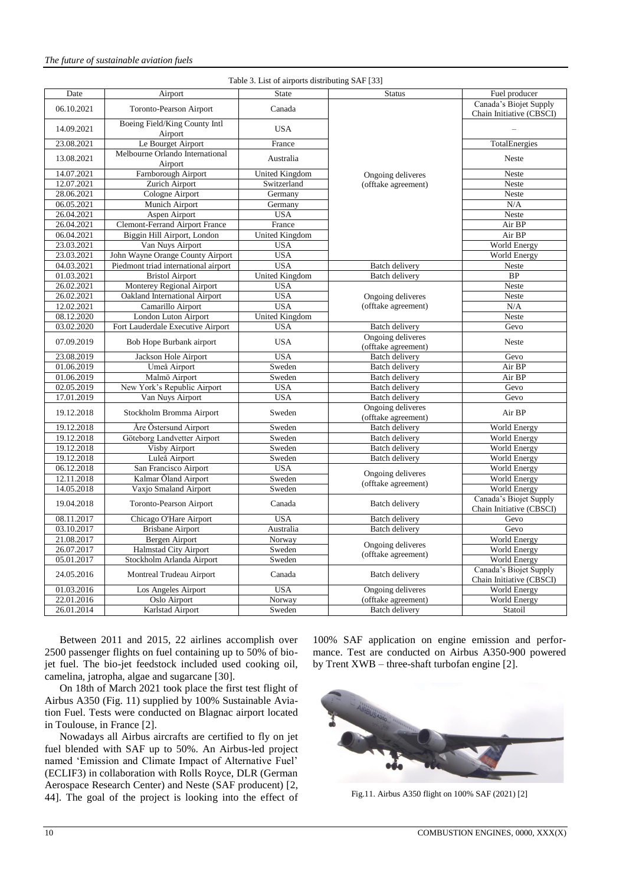Table 3. List of airports distributing SAF [33]

| Date | Airport | State | Status | Fuel producer |
|---|---|---|---|---|
| 06.10.2021 | Toronto-Pearson Airport | Canada | Ongoing deliveres (offtake agreement) | Canada's Biojet Supply Chain Initiative (CBSCI) |
| 14.09.2021 | Boeing Field/King County Intl Airport | USA | | – |
| 23.08.2021 | Le Bourget Airport | France | | TotalEnergies |
| 13.08.2021 | Melbourne Orlando International Airport | Australia | | Neste |
| 14.07.2021 | Farnborough Airport | United Kingdom | | Neste |
| 12.07.2021 | Zurich Airport | Switzerland | | Neste |
| 28.06.2021 | Cologne Airport | Germany | | Neste |
| 06.05.2021 | Munich Airport | Germany | | N/A |
| 26.04.2021 | Aspen Airport | USA | | Neste |
| 26.04.2021 | Clemont-Ferrand Airport France | France | | Air BP |
| 06.04.2021 | Biggin Hill Airport, London | United Kingdom | | Air BP |
| 23.03.2021 | Van Nuys Airport | USA | | World Energy |
| 23.03.2021 | John Wayne Orange County Airport | USA | | World Energy |
| 04.03.2021 | Piedmont triad international airport | USA | Batch delivery | Neste |
| 01.03.2021 | Bristol Airport | United Kingdom | Batch delivery | BP |
| 26.02.2021 | Monterey Regional Airport | USA | Ongoing deliveres (offtake agreement) | Neste |
| 26.02.2021 | Oakland International Airport | USA | | Neste |
| 12.02.2021 | Camarillo Airport | USA | | N/A |
| 08.12.2020 | London Luton Airport | United Kingdom | | Neste |
| 03.02.2020 | Fort Lauderdale Executive Airport | USA | Batch delivery | Gevo |
| 07.09.2019 | Bob Hope Burbank airport | USA | Ongoing deliveres (offtake agreement) | Neste |
| 23.08.2019 | Jackson Hole Airport | USA | Batch delivery | Gevo |
| 01.06.2019 | Umeå Airport | Sweden | Batch delivery | Air BP |
| 01.06.2019 | Malmö Airport | Sweden | Batch delivery | Air BP |
| 02.05.2019 | New York's Republic Airport | USA | Batch delivery | Gevo |
| 17.01.2019 | Van Nuys Airport | USA | Batch delivery | Gevo |
| 19.12.2018 | Stockholm Bromma Airport | Sweden | Ongoing deliveres (offtake agreement) | Air BP |
| 19.12.2018 | Åre Östersund Airport | Sweden | Batch delivery | World Energy |
| 19.12.2018 | Göteborg Landvetter Airport | Sweden | Batch delivery | World Energy |
| 19.12.2018 | Visby Airport | Sweden | Batch delivery | World Energy |
| 19.12.2018 | Luleå Airport | Sweden | Batch delivery | World Energy |
| 06.12.2018 | San Francisco Airport | USA | Ongoing deliveres (offtake agreement) | World Energy |
| 12.11.2018 | Kalmar Öland Airport | Sweden | | World Energy |
| 14.05.2018 | Vaxjo Smaland Airport | Sweden | | World Energy |
| 19.04.2018 | Toronto-Pearson Airport | Canada | Batch delivery | Canada's Biojet Supply Chain Initiative (CBSCI) |
| 08.11.2017 | Chicago O'Hare Airport | USA | Batch delivery | Gevo |
| 03.10.2017 | Brisbane Airport | Australia | Batch delivery | Gevo |
| 21.08.2017 | Bergen Airport | Norway | Ongoing deliveres (offtake agreement) | World Energy |
| 26.07.2017 | Halmstad City Airport | Sweden | | World Energy |
| 05.01.2017 | Stockholm Arlanda Airport | Sweden | | World Energy |
| 24.05.2016 | Montreal Trudeau Airport | Canada | Batch delivery | Canada's Biojet Supply Chain Initiative (CBSCI) |
| 01.03.2016 | Los Angeles Airport | USA | Ongoing deliveres (offtake agreement) | World Energy |
| 22.01.2016 | Oslo Airport | Norway | | World Energy |
| 26.01.2014 | Karlstad Airport | Sweden | Batch delivery | Statoil |

Between 2011 and 2015, 22 airlines accomplish over 2500 passenger flights on fuel containing up to 50% of bio-jet fuel. The bio-jet feedstock included used cooking oil, camelina, jatropha, algae and sugarcane [30].

On 18th of March 2021 took place the first test flight of Airbus A350 (Fig. 11) supplied by 100% Sustainable Aviation Fuel. Tests were conducted on Blagnac airport located in Toulouse, in France [2].

Nowadays all Airbus aircrafts are certified to fly on jet fuel blended with SAF up to 50%. An Airbus-led project named 'Emission and Climate Impact of Alternative Fuel' (ECLIF3) in collaboration with Rolls Royce, DLR (German Aerospace Research Center) and Neste (SAF producent) [2, 44]. The goal of the project is looking into the effect of 100% SAF application on engine emission and performance. Test are conducted on Airbus A350-900 powered by Trent XWB – three-shaft turbofan engine [2].

Fig.11. Airbus A350 flight on 100% SAF (2021) [2]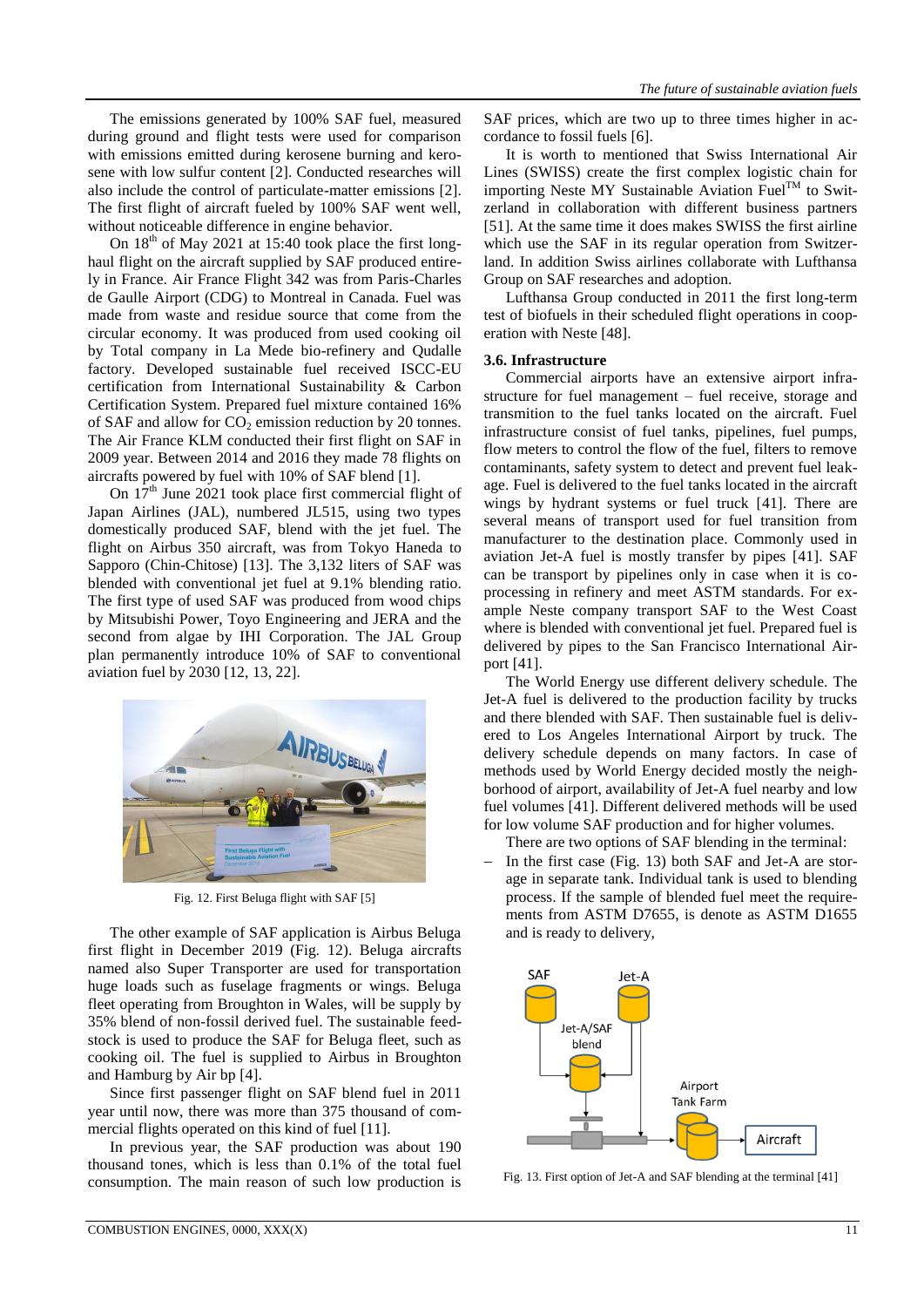The emissions generated by 100% SAF fuel, measured during ground and flight tests were used for comparison with emissions emitted during kerosene burning and kerosene with low sulfur content [2]. Conducted researches will also include the control of particulate-matter emissions [2]. The first flight of aircraft fueled by 100% SAF went well, without noticeable difference in engine behavior.

On 18th of May 2021 at 15:40 took place the first long-haul flight on the aircraft supplied by SAF produced entirely in France. Air France Flight 342 was from Paris-Charles de Gaulle Airport (CDG) to Montreal in Canada. Fuel was made from waste and residue source that come from the circular economy. It was produced from used cooking oil by Total company in La Mede bio-refinery and Qudalle factory. Developed sustainable fuel received ISCC-EU certification from International Sustainability & Carbon Certification System. Prepared fuel mixture contained 16% of SAF and allow for $CO_2$ emission reduction by 20 tonnes. The Air France KLM conducted their first flight on SAF in 2009 year. Between 2014 and 2016 they made 78 flights on aircrafts powered by fuel with 10% of SAF blend [1].

On 17th June 2021 took place first commercial flight of Japan Airlines (JAL), numbered JL515, using two types domestically produced SAF, blend with the jet fuel. The flight on Airbus 350 aircraft, was from Tokyo Haneda to Sapporo (Chin-Chitose) [13]. The 3,132 liters of SAF was blended with conventional jet fuel at 9.1% blending ratio. The first type of used SAF was produced from wood chips by Mitsubishi Power, Toyo Engineering and JERA and the second from algae by IHI Corporation. The JAL Group plan permanently introduce 10% of SAF to conventional aviation fuel by 2030 [12, 13, 22].

Fig. 12. First Beluga flight with SAF [5]

The other example of SAF application is Airbus Beluga first flight in December 2019 (Fig. 12). Beluga aircrafts named also Super Transporter are used for transportation huge loads such as fuselage fragments or wings. Beluga fleet operating from Broughton in Wales, will be supply by 35% blend of non-fossil derived fuel. The sustainable feedstock is used to produce the SAF for Beluga fleet, such as cooking oil. The fuel is supplied to Airbus in Broughton and Hamburg by Air bp [4].

Since first passenger flight on SAF blend fuel in 2011 year until now, there was more than 375 thousand of commercial flights operated on this kind of fuel [11].

In previous year, the SAF production was about 190 thousand tones, which is less than 0.1% of the total fuel consumption. The main reason of such low production is SAF prices, which are two up to three times higher in accordance to fossil fuels [6].

It is worth to mentioned that Swiss International Air Lines (SWISS) create the first complex logistic chain for importing Neste MY Sustainable Aviation Fuel™ to Switzerland in collaboration with different business partners [51]. At the same time it does makes SWISS the first airline which use the SAF in its regular operation from Switzerland. In addition Swiss airlines collaborate with Lufthansa Group on SAF researches and adoption.

Lufthansa Group conducted in 2011 the first long-term test of biofuels in their scheduled flight operations in cooperation with Neste [48].

### 3.6. Infrastructure

Commercial airports have an extensive airport infrastructure for fuel management – fuel receive, storage and transmition to the fuel tanks located on the aircraft. Fuel infrastructure consist of fuel tanks, pipelines, fuel pumps, flow meters to control the flow of the fuel, filters to remove contaminants, safety system to detect and prevent fuel leakage. Fuel is delivered to the fuel tanks located in the aircraft wings by hydrant systems or fuel truck [41]. There are several means of transport used for fuel transition from manufacturer to the destination place. Commonly used in aviation Jet-A fuel is mostly transfer by pipes [41]. SAF can be transport by pipelines only in case when it is co-processing in refinery and meet ASTM standards. For example Neste company transport SAF to the West Coast where is blended with conventional jet fuel. Prepared fuel is delivered by pipes to the San Francisco International Airport [41].

The World Energy use different delivery schedule. The Jet-A fuel is delivered to the production facility by trucks and there blended with SAF. Then sustainable fuel is delivered to Los Angeles International Airport by truck. The delivery schedule depends on many factors. In case of methods used by World Energy decided mostly the neighborhood of airport, availability of Jet-A fuel nearby and low fuel volumes [41]. Different delivered methods will be used for low volume SAF production and for higher volumes.

There are two options of SAF blending in the terminal:

- In the first case (Fig. 13) both SAF and Jet-A are storage in separate tank. Individual tank is used to blending process. If the sample of blended fuel meet the requirements from ASTM D7655, is denote as ASTM D1655 and is ready to delivery,

Fig. 13. First option of Jet-A and SAF blending at the terminal [41]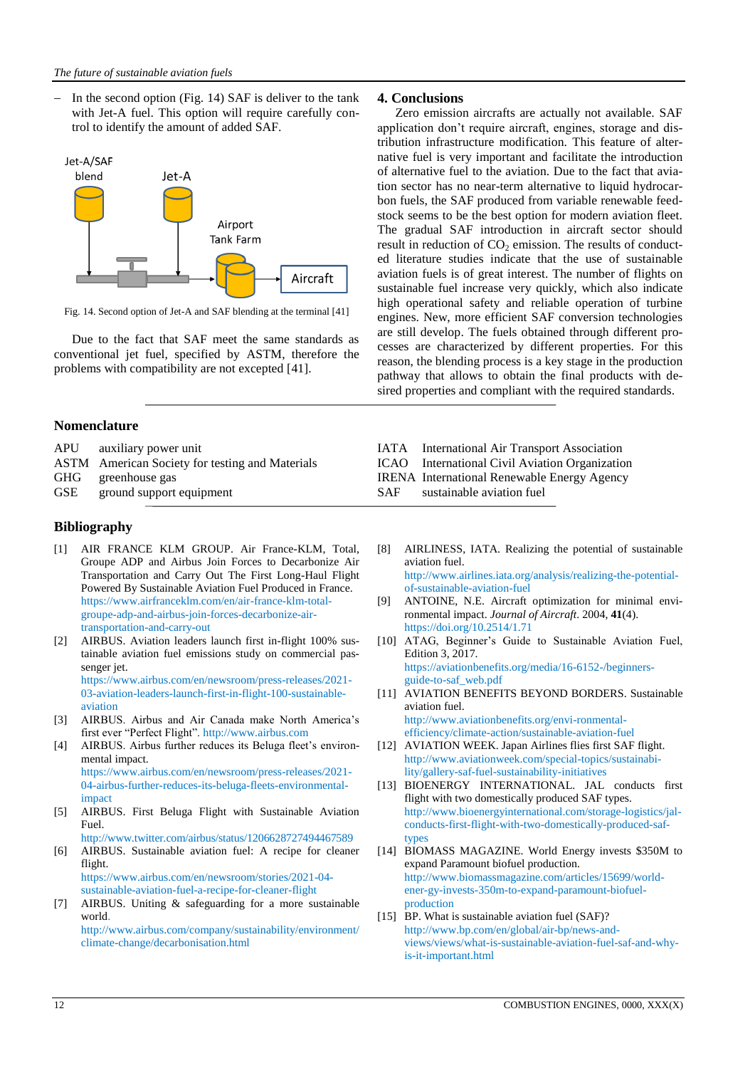– In the second option (Fig. 14) SAF is deliver to the tank with Jet-A fuel. This option will require carefully control to identify the amount of added SAF.

Fig. 14. Second option of Jet-A and SAF blending at the terminal [41]

Due to the fact that SAF meet the same standards as conventional jet fuel, specified by ASTM, therefore the problems with compatibility are not excepted [41].

## 4. Conclusions

Zero emission aircrafts are actually not available. SAF application don't require aircraft, engines, storage and distribution infrastructure modification. This feature of alternative fuel is very important and facilitate the introduction of alternative fuel to the aviation. Due to the fact that aviation sector has no near-term alternative to liquid hydrocarbon fuels, the SAF produced from variable renewable feedstock seems to be the best option for modern aviation fleet. The gradual SAF introduction in aircraft sector should result in reduction of $CO_2$ emission. The results of conducted literature studies indicate that the use of sustainable aviation fuels is of great interest. The number of flights on sustainable fuel increase very quickly, which also indicate high operational safety and reliable operation of turbine engines. New, more efficient SAF conversion technologies are still develop. The fuels obtained through different processes are characterized by different properties. For this reason, the blending process is a key stage in the production pathway that allows to obtain the final products with desired properties and compliant with the required standards.

## Nomenclature

| | |
|---|---|
| APU | auxiliary power unit |
| ASTM | American Society for testing and Materials |
| GHG | greenhouse gas |
| GSE | ground support equipment |
| IATA | International Air Transport Association |
| ICAO | International Civil Aviation Organization |
| IRENA | International Renewable Energy Agency |
| SAF | sustainable aviation fuel |

## Bibliography

[1] AIR FRANCE KLM GROUP. Air France-KLM, Total, Groupe ADP and Airbus Join Forces to Decarbonize Air Transportation and Carry Out The First Long-Haul Flight Powered By Sustainable Aviation Fuel Produced in France. https://www.airfranceklm.com/en/air-france-klm-total-groupe-adp-and-airbus-join-forces-decarbonize-air-transportation-and-carry-out

[2] AIRBUS. Aviation leaders launch first in-flight 100% sustainable aviation fuel emissions study on commercial passenger jet. https://www.airbus.com/en/newsroom/press-releases/2021-03-aviation-leaders-launch-first-in-flight-100-sustainable-aviation

[3] AIRBUS. Airbus and Air Canada make North America's first ever "Perfect Flight". http://www.airbus.com

[4] AIRBUS. Airbus further reduces its Beluga fleet's environmental impact. https://www.airbus.com/en/newsroom/press-releases/2021-04-airbus-further-reduces-its-beluga-fleets-environmental-impact

[5] AIRBUS. First Beluga Flight with Sustainable Aviation Fuel. http://www.twitter.com/airbus/status/1206628727494467589

[6] AIRBUS. Sustainable aviation fuel: A recipe for cleaner flight. https://www.airbus.com/en/newsroom/stories/2021-04-sustainable-aviation-fuel-a-recipe-for-cleaner-flight

[7] AIRBUS. Uniting & safeguarding for a more sustainable world. http://www.airbus.com/company/sustainability/environment/climate-change/decarbonisation.html

[8] AIRLINESS, IATA. Realizing the potential of sustainable aviation fuel. http://www.airlines.iata.org/analysis/realizing-the-potential-of-sustainable-aviation-fuel

[9] ANTOINE, N.E. Aircraft optimization for minimal environmental impact. *Journal of Aircraft*. 2004, **41**(4). https://doi.org/10.2514/1.71

[10] ATAG, Beginner's Guide to Sustainable Aviation Fuel, Edition 3, 2017. https://aviationbenefits.org/media/16-6152-/beginners-guide-to-saf_web.pdf

[11] AVIATION BENEFITS BEYOND BORDERS. Sustainable aviation fuel. http://www.aviationbenefits.org/envi-ronmental-efficiency/climate-action/sustainable-aviation-fuel

[12] AVIATION WEEK. Japan Airlines flies first SAF flight. http://www.aviationweek.com/special-topics/sustainability/gallery-saf-fuel-sustainability-initiatives

[13] BIOENERGY INTERNATIONAL. JAL conducts first flight with two domestically produced SAF types. http://www.bioenergyinternational.com/storage-logistics/jal-conducts-first-flight-with-two-domestically-produced-saf-types

[14] BIOMASS MAGAZINE. World Energy invests $350M to expand Paramount biofuel production. http://www.biomassmagazine.com/articles/15699/world-ener-gy-invests-350m-to-expand-paramount-biofuel-production

[15] BP. What is sustainable aviation fuel (SAF)? http://www.bp.com/en/global/air-bp/news-and-views/views/what-is-sustainable-aviation-fuel-saf-and-why-is-it-important.html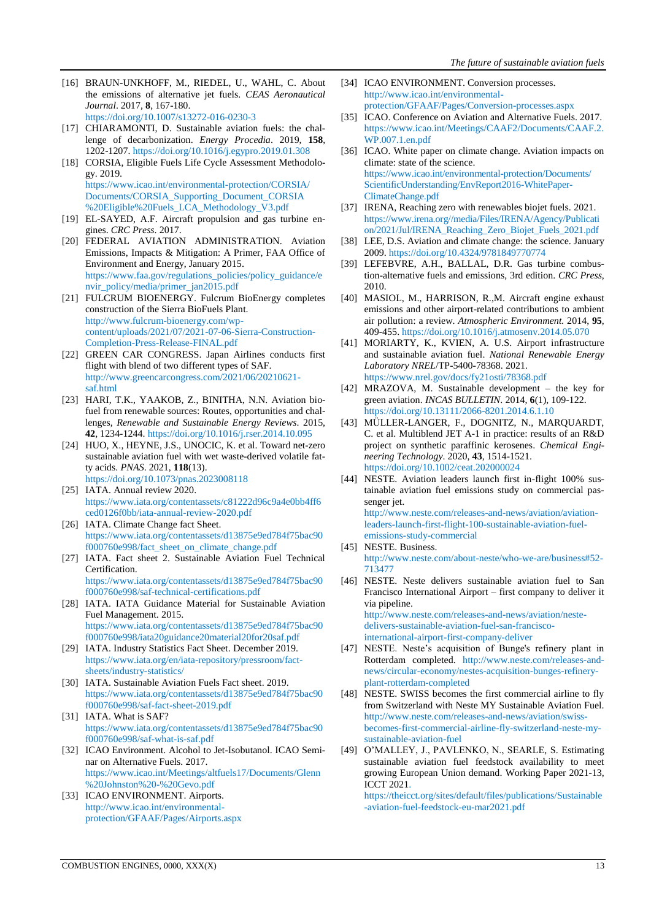[16] BRAUN-UNKHOFF, M., RIEDEL, U., WAHL, C. About the emissions of alternative jet fuels. *CEAS Aeronautical Journal*. 2017, **8**, 167-180. https://doi.org/10.1007/s13272-016-0230-3

[17] CHIARAMONTI, D. Sustainable aviation fuels: the challenge of decarbonization. *Energy Procedia*. 2019, **158**, 1202-1207. https://doi.org/10.1016/j.egypro.2019.01.308

[18] CORSIA, Eligible Fuels Life Cycle Assessment Methodology. 2019. https://www.icao.int/environmental-protection/CORSIA/Documents/CORSIA_Supporting_Document_CORSIA%20Eligible%20Fuels_LCA_Methodology_V3.pdf

[19] EL-SAYED, A.F. Aircraft propulsion and gas turbine engines. *CRC Press*. 2017.

[20] FEDERAL AVIATION ADMINISTRATION. Aviation Emissions, Impacts & Mitigation: A Primer, FAA Office of Environment and Energy, January 2015. https://www.faa.gov/regulations_policies/policy_guidance/envir_policy/media/primer_jan2015.pdf

[21] FULCRUM BIOENERGY. Fulcrum BioEnergy completes construction of the Sierra BioFuels Plant. http://www.fulcrum-bioenergy.com/wp-content/uploads/2021/07/2021-07-06-Sierra-Construction-Completion-Press-Release-FINAL.pdf

[22] GREEN CAR CONGRESS. Japan Airlines conducts first flight with blend of two types of SAF. http://www.greencarcongress.com/2021/06/20210621-saf.html

[23] HARI, T.K., YAAKOB, Z., BINITHA, N.N. Aviation biofuel from renewable sources: Routes, opportunities and challenges, *Renewable and Sustainable Energy Reviews*. 2015, **42**, 1234-1244. https://doi.org/10.1016/j.rser.2014.10.095

[24] HUO, X., HEYNE, J.S., UNOCIC, K. et al. Toward net-zero sustainable aviation fuel with wet waste-derived volatile fatty acids. *PNAS*. 2021, **118**(13). https://doi.org/10.1073/pnas.2023008118

[25] IATA. Annual review 2020. https://www.iata.org/contentassets/c81222d96c9a4e0bb4ff6ced0126f0bb/iata-annual-review-2020.pdf

[26] IATA. Climate Change fact Sheet. https://www.iata.org/contentassets/d13875e9ed784f75bac90f000760e998/fact_sheet_on_climate_change.pdf

[27] IATA. Fact sheet 2. Sustainable Aviation Fuel Technical Certification. https://www.iata.org/contentassets/d13875e9ed784f75bac90f000760e998/saf-technical-certifications.pdf

[28] IATA. IATA Guidance Material for Sustainable Aviation Fuel Management. 2015. https://www.iata.org/contentassets/d13875e9ed784f75bac90f000760e998/iata20guidance20material20for20saf.pdf

[29] IATA. Industry Statistics Fact Sheet. December 2019. https://www.iata.org/en/iata-repository/pressroom/fact-sheets/industry-statistics/

[30] IATA. Sustainable Aviation Fuels Fact sheet. 2019. https://www.iata.org/contentassets/d13875e9ed784f75bac90f000760e998/saf-fact-sheet-2019.pdf

[31] IATA. What is SAF? https://www.iata.org/contentassets/d13875e9ed784f75bac90f000760e998/saf-what-is-saf.pdf

[32] ICAO Environment. Alcohol to Jet-Isobutanol. ICAO Seminar on Alternative Fuels. 2017. https://www.icao.int/Meetings/altfuels17/Documents/Glenn%20Johnston%20-%20Gevo.pdf

[33] ICAO ENVIRONMENT. Airports. http://www.icao.int/environmental-protection/GFAAF/Pages/Airports.aspx

[34] ICAO ENVIRONMENT. Conversion processes. http://www.icao.int/environmental-protection/GFAAF/Pages/Conversion-processes.aspx

[35] ICAO. Conference on Aviation and Alternative Fuels. 2017. https://www.icao.int/Meetings/CAAF2/Documents/CAAF.2.WP.007.1.en.pdf

[36] ICAO. White paper on climate change. Aviation impacts on climate: state of the science. https://www.icao.int/environmental-protection/Documents/ScientificUnderstanding/EnvReport2016-WhitePaper-ClimateChange.pdf

[37] IRENA, Reaching zero with renewables biojet fuels. 2021. https://www.irena.org//media/Files/IRENA/Agency/Publication/2021/Jul/IRENA_Reaching_Zero_Biojet_Fuels_2021.pdf

[38] LEE, D.S. Aviation and climate change: the science. January 2009. https://doi.org/10.4324/9781849770774

[39] LEFEBVRE, A.H., BALLAL, D.R. Gas turbine combustion-alternative fuels and emissions, 3rd edition. *CRC Press*, 2010.

[40] MASIOL, M., HARRISON, R.,M. Aircraft engine exhaust emissions and other airport-related contributions to ambient air pollution: a review. *Atmospheric Environment*. 2014, **95**, 409-455. https://doi.org/10.1016/j.atmosenv.2014.05.070

[41] MORIARTY, K., KVIEN, A. U.S. Airport infrastructure and sustainable aviation fuel. *National Renewable Energy Laboratory NREL*/TP-5400-78368. 2021. https://www.nrel.gov/docs/fy21osti/78368.pdf

[42] MRAZOVA, M. Sustainable development – the key for green aviation. *INCAS BULLETIN*. 2014, **6**(1), 109-122. https://doi.org/10.13111/2066-8201.2014.6.1.10

[43] MÜLLER-LANGER, F., DOGNITZ, N., MARQUARDT, C. et al. Multiblend JET A-1 in practice: results of an R&D project on synthetic paraffinic kerosenes. *Chemical Engineering Technology*. 2020, **43**, 1514-1521. https://doi.org/10.1002/ceat.202000024

[44] NESTE. Aviation leaders launch first in-flight 100% sustainable aviation fuel emissions study on commercial passenger jet. http://www.neste.com/releases-and-news/aviation/aviation-leaders-launch-first-flight-100-sustainable-aviation-fuel-emissions-study-commercial

[45] NESTE. Business. http://www.neste.com/about-neste/who-we-are/business#52-713477

[46] NESTE. Neste delivers sustainable aviation fuel to San Francisco International Airport – first company to deliver it via pipeline. http://www.neste.com/releases-and-news/aviation/neste-delivers-sustainable-aviation-fuel-san-francisco-international-airport-first-company-deliver

[47] NESTE. Neste's acquisition of Bunge's refinery plant in Rotterdam completed. http://www.neste.com/releases-and-news/circular-economy/nestes-acquisition-bunges-refinery-plant-rotterdam-completed

[48] NESTE. SWISS becomes the first commercial airline to fly from Switzerland with Neste MY Sustainable Aviation Fuel. http://www.neste.com/releases-and-news/aviation/swiss-becomes-first-commercial-airline-fly-switzerland-neste-my-sustainable-aviation-fuel

[49] O'MALLEY, J., PAVLENKO, N., SEARLE, S. Estimating sustainable aviation fuel feedstock availability to meet growing European Union demand. Working Paper 2021-13, ICCT 2021. https://theicct.org/sites/default/files/publications/Sustainable-aviation-fuel-feedstock-eu-mar2021.pdf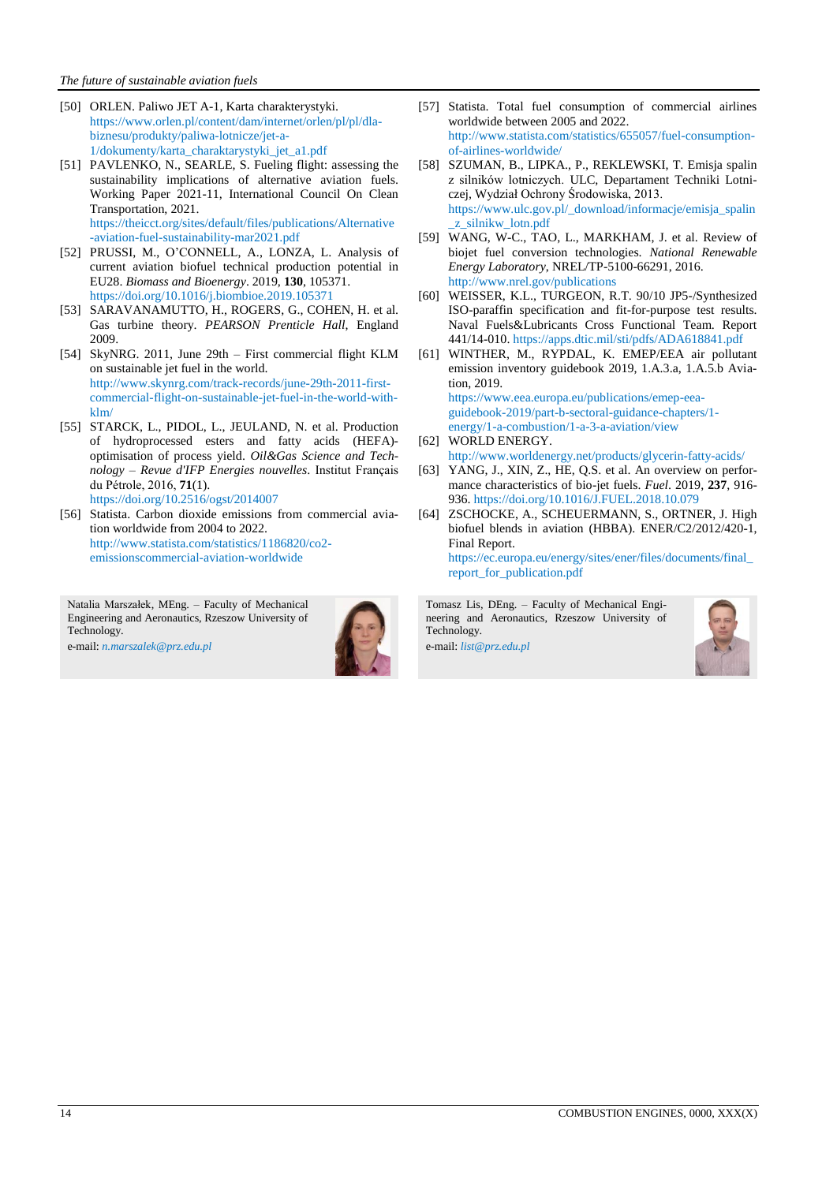[50] ORLEN. Paliwo JET A-1, Karta charakterystyki. https://www.orlen.pl/content/dam/internet/orlen/pl/pl/dla-biznesu/produkty/paliwa-lotnicze/jet-a-1/dokumenty/karta_charaktarystyki_jet_a1.pdf

[51] PAVLENKO, N., SEARLE, S. Fueling flight: assessing the sustainability implications of alternative aviation fuels. Working Paper 2021-11, International Council On Clean Transportation, 2021. https://theicct.org/sites/default/files/publications/Alternative-aviation-fuel-sustainability-mar2021.pdf

[52] PRUSSI, M., O'CONNELL, A., LONZA, L. Analysis of current aviation biofuel technical production potential in EU28. *Biomass and Bioenergy*. 2019, **130**, 105371. https://doi.org/10.1016/j.biombioe.2019.105371

[53] SARAVANAMUTTO, H., ROGERS, G., COHEN, H. et al. Gas turbine theory. *PEARSON Prenticle Hall*, England 2009.

[54] SkyNRG. 2011, June 29th – First commercial flight KLM on sustainable jet fuel in the world. http://www.skynrg.com/track-records/june-29th-2011-first-commercial-flight-on-sustainable-jet-fuel-in-the-world-with-klm/

[55] STARCK, L., PIDOL, L., JEULAND, N. et al. Production of hydroprocessed esters and fatty acids (HEFA)-optimisation of process yield. *Oil&Gas Science and Technology – Revue d'IFP Energies nouvelles*. Institut Français du Pétrole, 2016, **71**(1). https://doi.org/10.2516/ogst/2014007

[56] Statista. Carbon dioxide emissions from commercial aviation worldwide from 2004 to 2022. http://www.statista.com/statistics/1186820/co2-emissionscommercial-aviation-worldwide

[57] Statista. Total fuel consumption of commercial airlines worldwide between 2005 and 2022. http://www.statista.com/statistics/655057/fuel-consumption-of-airlines-worldwide/

[58] SZUMAN, B., LIPKA., P., REKLEWSKI, T. Emisja spalin z silników lotniczych. ULC, Departament Techniki Lotniczej, Wydział Ochrony Środowiska, 2013. https://www.ulc.gov.pl/_download/informacje/emisja_spalin_z_silnikw_lotn.pdf

[59] WANG, W-C., TAO, L., MARKHAM, J. et al. Review of biojet fuel conversion technologies. *National Renewable Energy Laboratory*, NREL/TP-5100-66291, 2016. http://www.nrel.gov/publications

[60] WEISSER, K.L., TURGEON, R.T. 90/10 JP5-/Synthesized ISO-paraffin specification and fit-for-purpose test results. Naval Fuels&Lubricants Cross Functional Team. Report 441/14-010. https://apps.dtic.mil/sti/pdfs/ADA618841.pdf

[61] WINTHER, M., RYPDAL, K. EMEP/EEA air pollutant emission inventory guidebook 2019, 1.A.3.a, 1.A.5.b Aviation, 2019. https://www.eea.europa.eu/publications/emep-eea-guidebook-2019/part-b-sectoral-guidance-chapters/1-energy/1-a-combustion/1-a-3-a-aviation/view

[62] WORLD ENERGY. http://www.worldenergy.net/products/glycerin-fatty-acids/

[63] YANG, J., XIN, Z., HE, Q.S. et al. An overview on performance characteristics of bio-jet fuels. *Fuel*. 2019, **237**, 916-936. https://doi.org/10.1016/J.FUEL.2018.10.079

[64] ZSCHOCKE, A., SCHEUERMANN, S., ORTNER, J. High biofuel blends in aviation (HBBA). ENER/C2/2012/420-1, Final Report. https://ec.europa.eu/energy/sites/ener/files/documents/final_report_for_publication.pdf

Natalia Marszałek, MEng. – Faculty of Mechanical Engineering and Aeronautics, Rzeszow University of Technology.
e-mail: *n.marszalek@prz.edu.pl*

Tomasz Lis, DEng. – Faculty of Mechanical Engineering and Aeronautics, Rzeszow University of Technology.
e-mail: *list@prz.edu.pl*